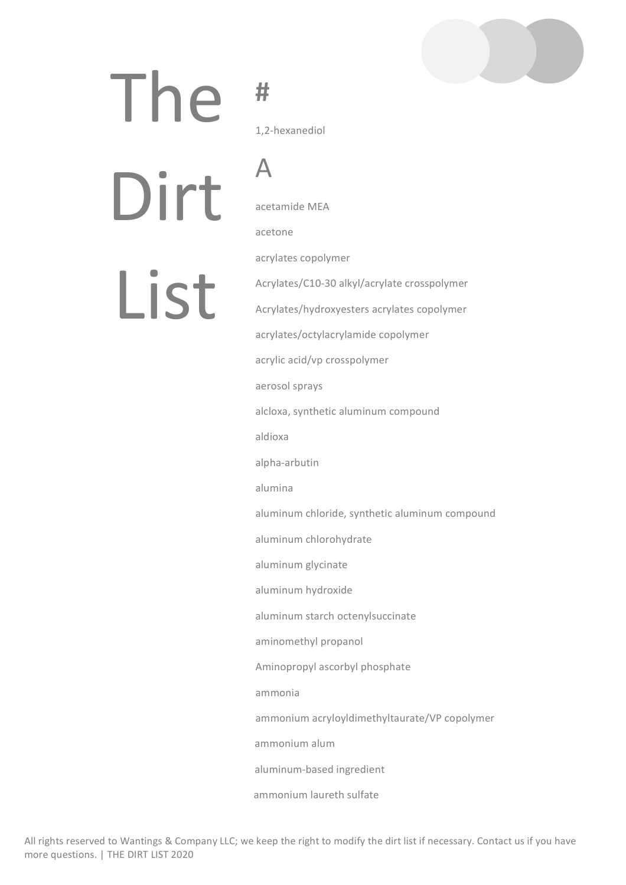# The Dirt List

## #

1,2-hexanediol

## A

acetamide MEA

acetone

acrylates copolymer

Acrylates/C10-30 alkyl/acrylate crosspolymer

Acrylates/hydroxyesters acrylates copolymer

acrylates/octylacrylamide copolymer

acrylic acid/vp crosspolymer

aerosol sprays

alcloxa, synthetic aluminum compound

aldioxa

alpha-arbutin

alumina

aluminum chloride, synthetic aluminum compound

aluminum chlorohydrate

aluminum glycinate

aluminum hydroxide

aluminum starch octenylsuccinate

aminomethyl propanol

Aminopropyl ascorbyl phosphate

ammonia

ammonium acryloyldimethyltaurate/VP copolymer

ammonium alum

aluminum-based ingredient

ammonium laureth sulfate

All rights reserved to Wantings & Company LLC; we keep the right to modify the dirt list if necessary. Contact us if you have more questions. | THE DIRT LIST 2020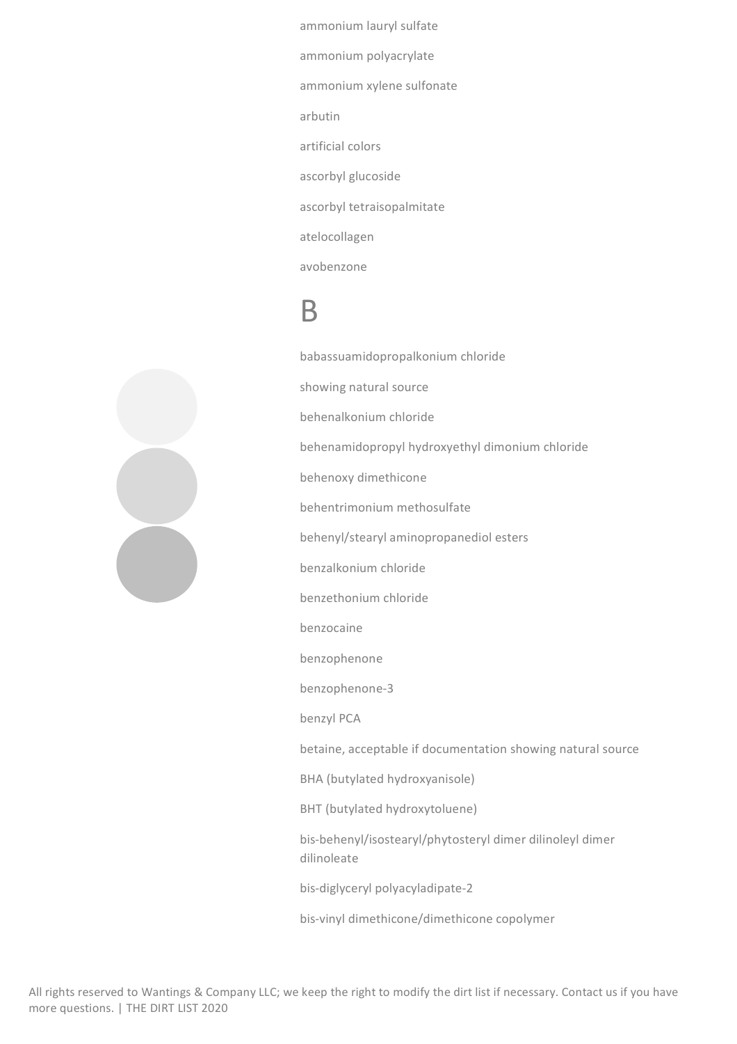ammonium lauryl sulfate

ammonium polyacrylate

ammonium xylene sulfonate

arbutin

artificial colors

ascorbyl glucoside

ascorbyl tetraisopalmitate

atelocollagen

avobenzone

# B

babassuamidopropalkonium chloride

showing natural source

behenalkonium chloride

behenamidopropyl hydroxyethyl dimonium chloride

behenoxy dimethicone

behentrimonium methosulfate

behenyl/stearyl aminopropanediol esters

benzalkonium chloride

benzethonium chloride

benzocaine

benzophenone

benzophenone-3

benzyl PCA

betaine, acceptable if documentation showing natural source

BHA (butylated hydroxyanisole)

BHT (butylated hydroxytoluene)

bis-behenyl/isostearyl/phytosteryl dimer dilinoleyl dimer dilinoleate

bis-diglyceryl polyacyladipate-2

bis-vinyl dimethicone/dimethicone copolymer

All rights reserved to Wantings & Company LLC; we keep the right to modify the dirt list if necessary. Contact us if you have more questions. | THE DIRT LIST 2020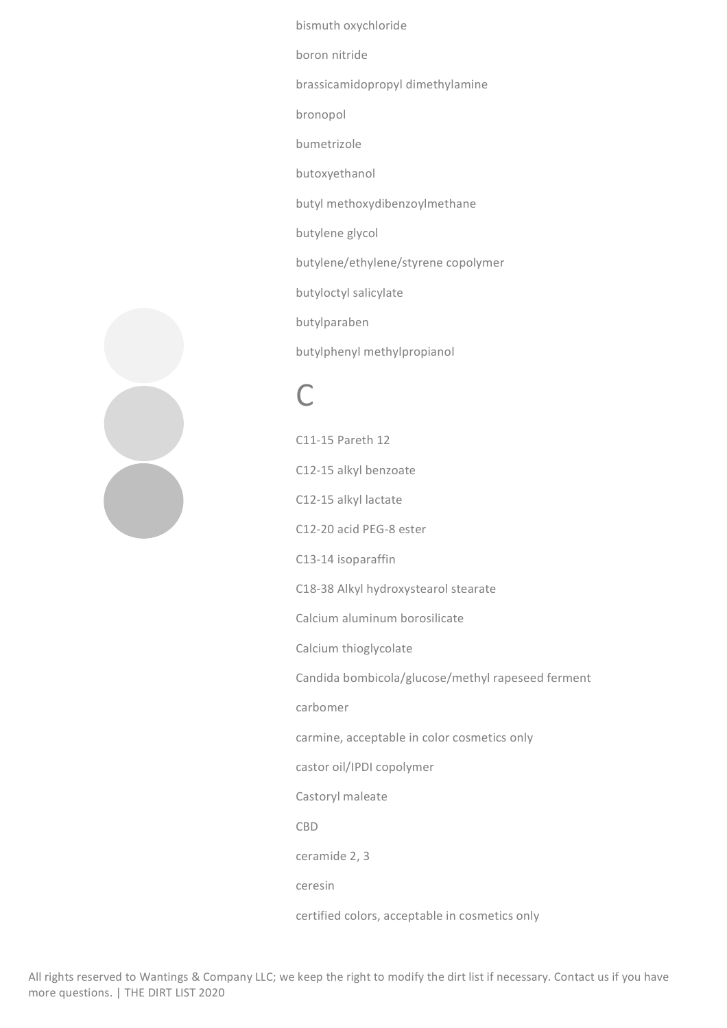bismuth oxychloride

boron nitride

brassicamidopropyl dimethylamine

bronopol

bumetrizole

butoxyethanol

butyl methoxydibenzoylmethane

butylene glycol

butylene/ethylene/styrene copolymer

butyloctyl salicylate

butylparaben

butylphenyl methylpropianol

# C

C11-15 Pareth 12

C12-15 alkyl benzoate

C12-15 alkyl lactate

C12-20 acid PEG-8 ester

C13-14 isoparaffin

C18-38 Alkyl hydroxystearol stearate

Calcium aluminum borosilicate

Calcium thioglycolate

Candida bombicola/glucose/methyl rapeseed ferment

carbomer

carmine, acceptable in color cosmetics only

castor oil/IPDI copolymer

Castoryl maleate

CBD

ceramide 2, 3

ceresin

certified colors, acceptable in cosmetics only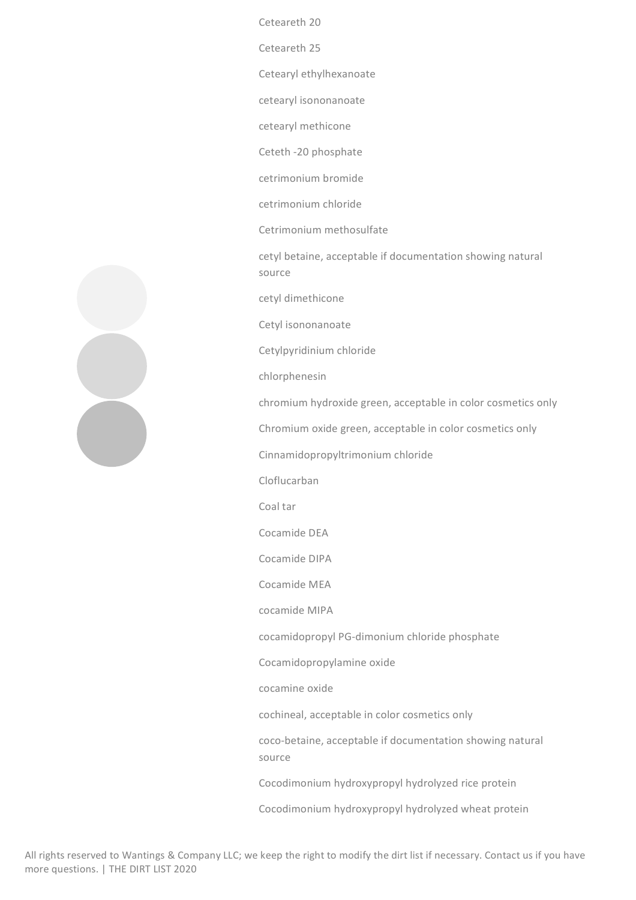Ceteareth 20

Ceteareth 25

Cetearyl ethylhexanoate

cetearyl isononanoate

cetearyl methicone

Ceteth -20 phosphate

cetrimonium bromide

cetrimonium chloride

Cetrimonium methosulfate

cetyl betaine, acceptable if documentation showing natural source

cetyl dimethicone

Cetyl isononanoate

Cetylpyridinium chloride

chlorphenesin

chromium hydroxide green, acceptable in color cosmetics only

Chromium oxide green, acceptable in color cosmetics only

Cinnamidopropyltrimonium chloride

Cloflucarban

Coal tar

Cocamide DEA

Cocamide DIPA

Cocamide MEA

cocamide MIPA

cocamidopropyl PG-dimonium chloride phosphate

Cocamidopropylamine oxide

cocamine oxide

cochineal, acceptable in color cosmetics only

coco-betaine, acceptable if documentation showing natural source

Cocodimonium hydroxypropyl hydrolyzed rice protein

Cocodimonium hydroxypropyl hydrolyzed wheat protein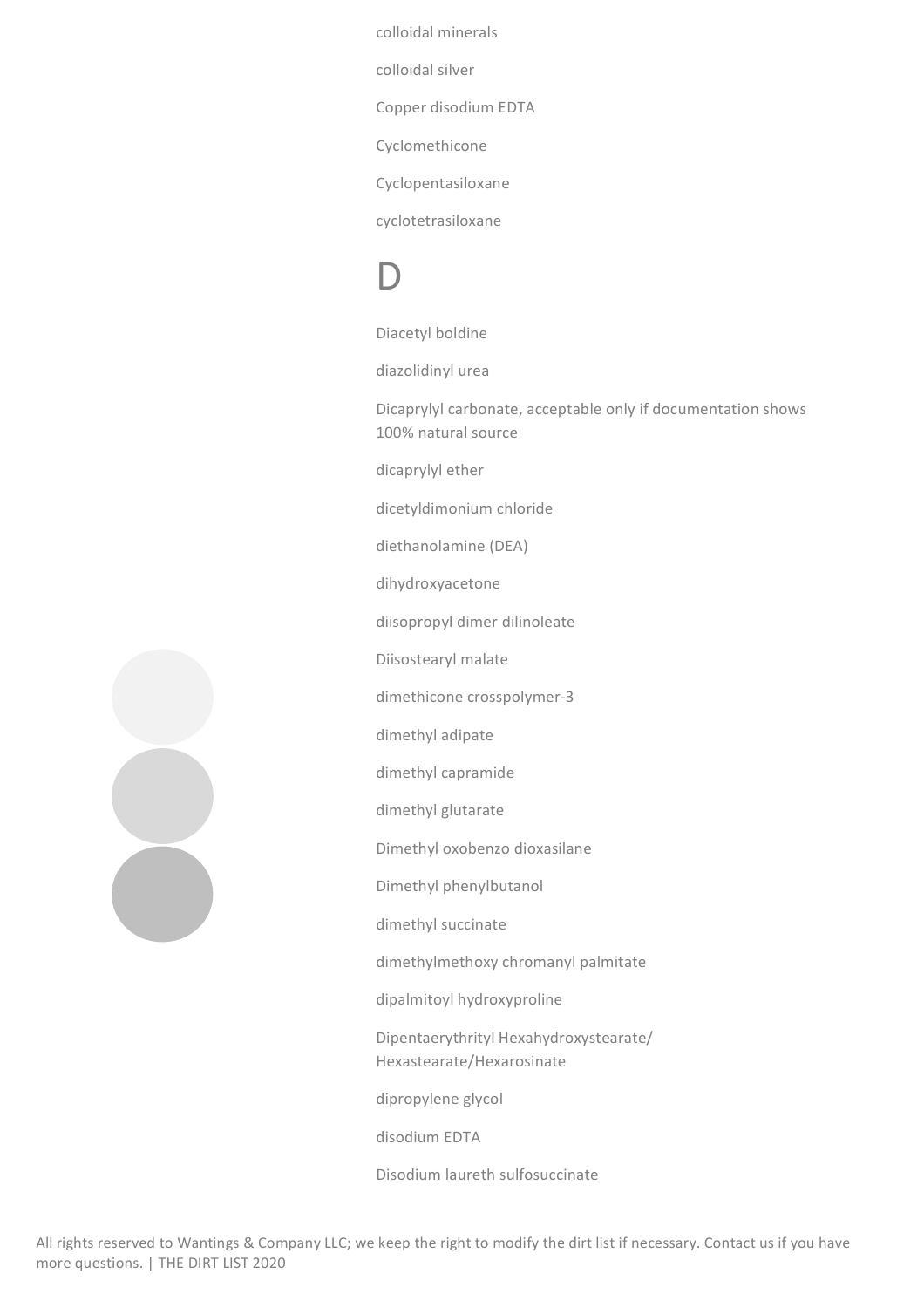colloidal minerals

colloidal silver

Copper disodium EDTA

Cyclomethicone

Cyclopentasiloxane

cyclotetrasiloxane

# D

Diacetyl boldine

diazolidinyl urea

Dicaprylyl carbonate, acceptable only if documentation shows 100% natural source

dicaprylyl ether

dicetyldimonium chloride

diethanolamine (DEA)

dihydroxyacetone

diisopropyl dimer dilinoleate

Diisostearyl malate

dimethicone crosspolymer-3

dimethyl adipate

dimethyl capramide

dimethyl glutarate

Dimethyl oxobenzo dioxasilane

Dimethyl phenylbutanol

dimethyl succinate

dimethylmethoxy chromanyl palmitate

dipalmitoyl hydroxyproline

Dipentaerythrityl Hexahydroxystearate/ Hexastearate/Hexarosinate

dipropylene glycol

disodium EDTA

Disodium laureth sulfosuccinate

All rights reserved to Wantings & Company LLC; we keep the right to modify the dirt list if necessary. Contact us if you have more questions.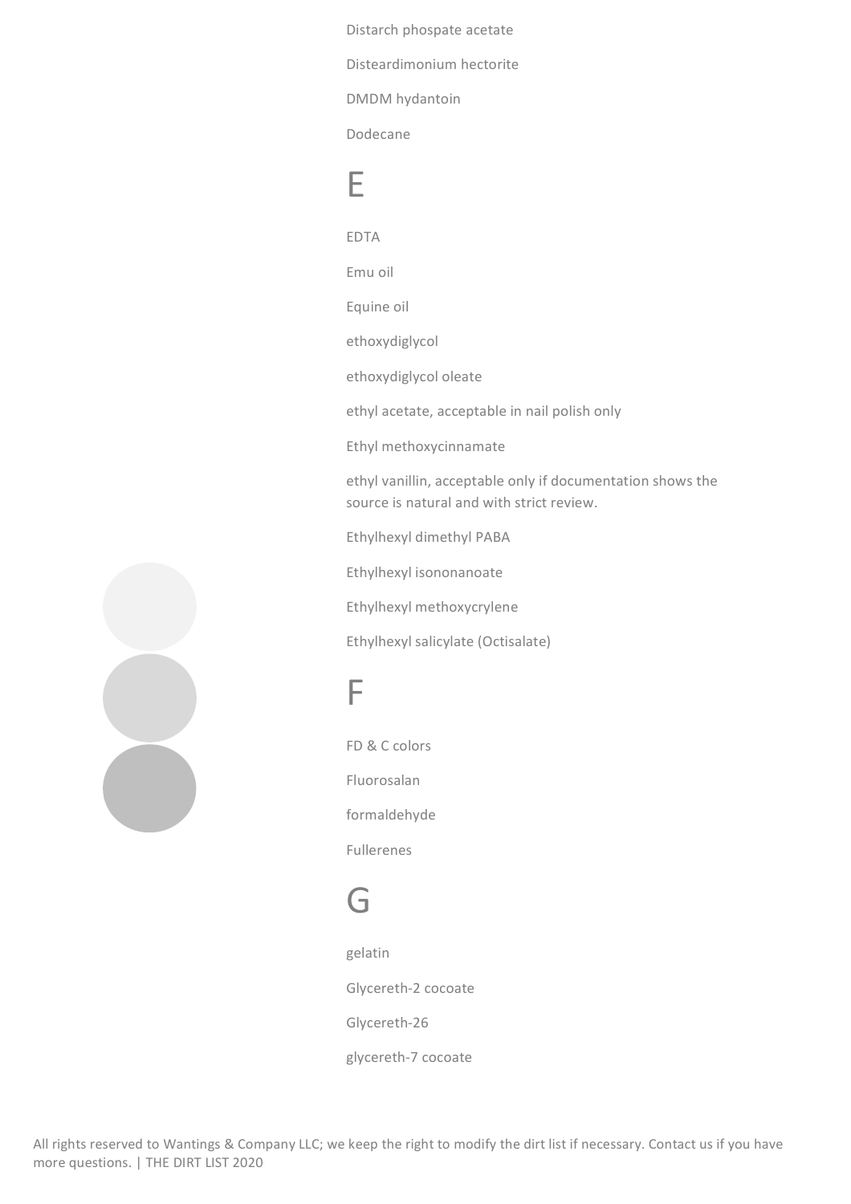Distarch phospate acetate

Disteardimonium hectorite

DMDM hydantoin

Dodecane

# E

EDTA

Emu oil

Equine oil

ethoxydiglycol

ethoxydiglycol oleate

ethyl acetate, acceptable in nail polish only

Ethyl methoxycinnamate

ethyl vanillin, acceptable only if documentation shows the source is natural and with strict review.

Ethylhexyl dimethyl PABA

Ethylhexyl isononanoate

Ethylhexyl methoxycrylene

Ethylhexyl salicylate (Octisalate)

# F

FD & C colors

Fluorosalan

formaldehyde

Fullerenes

# G

gelatin

Glycereth-2 cocoate

Glycereth-26

glycereth-7 cocoate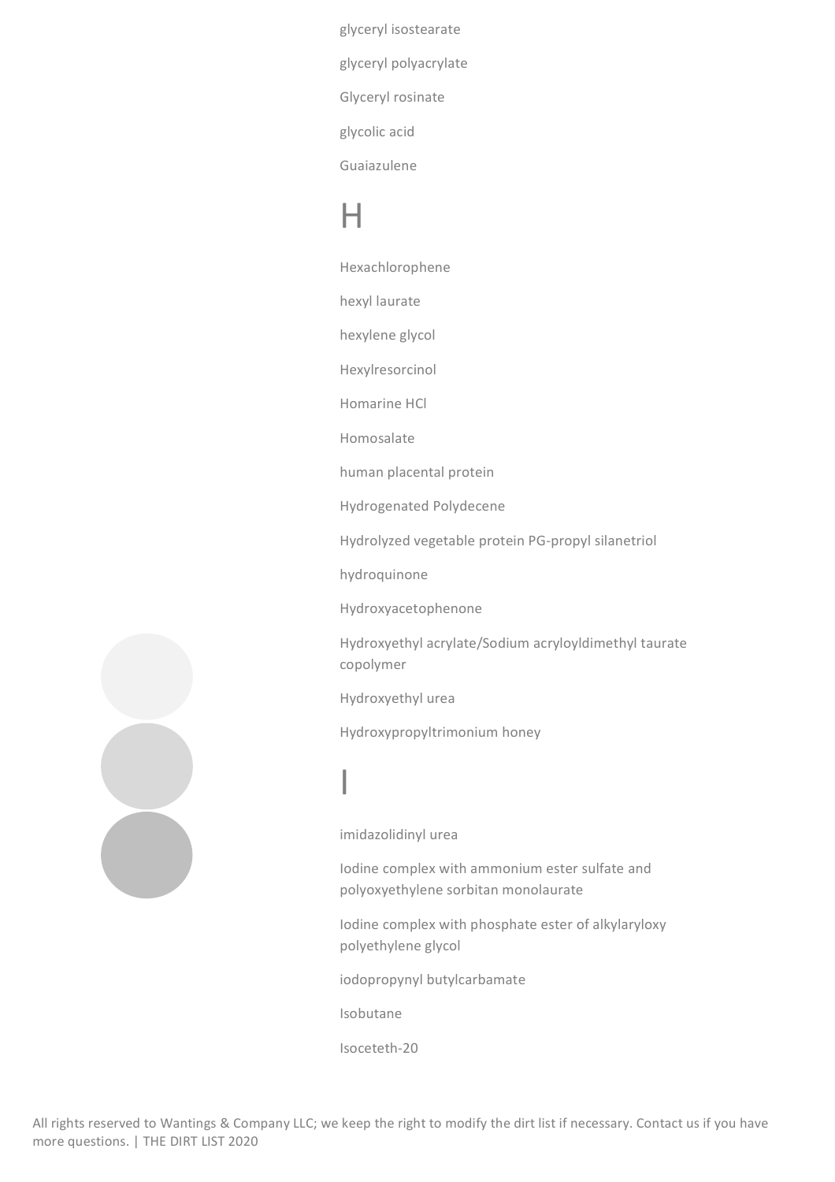glyceryl isostearate

glyceryl polyacrylate

Glyceryl rosinate

glycolic acid

Guaiazulene

# H

Hexachlorophene

hexyl laurate

hexylene glycol

Hexylresorcinol

Homarine HCl

Homosalate

human placental protein

Hydrogenated Polydecene

Hydrolyzed vegetable protein PG-propyl silanetriol

hydroquinone

Hydroxyacetophenone

Hydroxyethyl acrylate/Sodium acryloyldimethyl taurate copolymer

Hydroxyethyl urea

Hydroxypropyltrimonium honey

# I

imidazolidinyl urea

Iodine complex with ammonium ester sulfate and polyoxyethylene sorbitan monolaurate

Iodine complex with phosphate ester of alkylaryloxy polyethylene glycol

iodopropynyl butylcarbamate

Isobutane

Isoceteth-20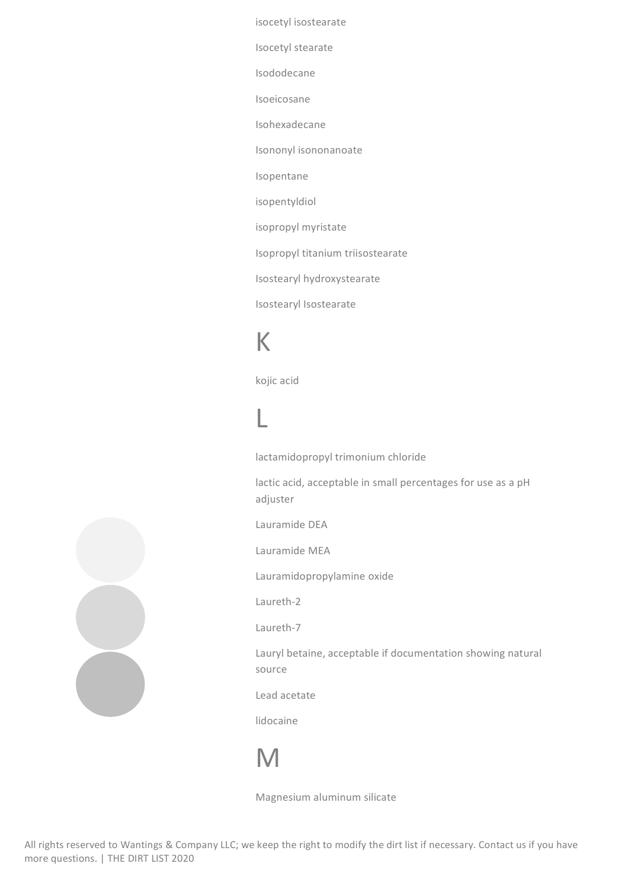isocetyl isostearate

Isocetyl stearate

Isododecane

Isoeicosane

Isohexadecane

Isononyl isononanoate

Isopentane

isopentyldiol

isopropyl myristate

Isopropyl titanium triisostearate

Isostearyl hydroxystearate

Isostearyl Isostearate

# K

kojic acid

# L

lactamidopropyl trimonium chloride

lactic acid, acceptable in small percentages for use as a pH adjuster

Lauramide DEA

Lauramide MEA

Lauramidopropylamine oxide

Laureth-2

Laureth-7

Lauryl betaine, acceptable if documentation showing natural source

Lead acetate

lidocaine

# M

Magnesium aluminum silicate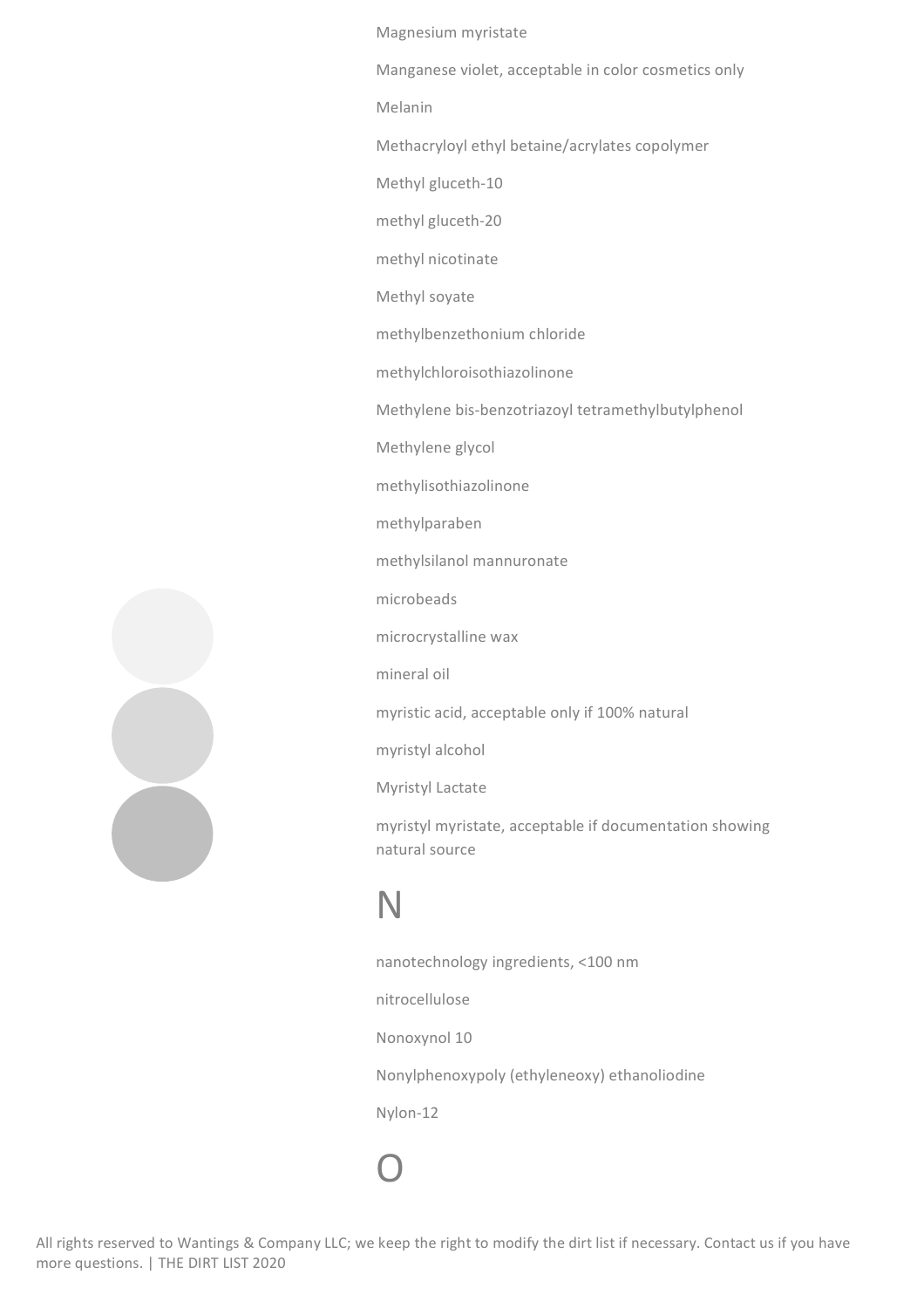Magnesium myristate

Manganese violet, acceptable in color cosmetics only

Melanin

Methacryloyl ethyl betaine/acrylates copolymer

Methyl gluceth-10

methyl gluceth-20

methyl nicotinate

Methyl soyate

methylbenzethonium chloride

methylchloroisothiazolinone

Methylene bis-benzotriazoyl tetramethylbutylphenol

Methylene glycol

methylisothiazolinone

methylparaben

methylsilanol mannuronate

microbeads

microcrystalline wax

mineral oil

myristic acid, acceptable only if 100% natural

myristyl alcohol

Myristyl Lactate

myristyl myristate, acceptable if documentation showing natural source

# N

nanotechnology ingredients, <100 nm

nitrocellulose

Nonoxynol 10

Nonylphenoxypoly (ethyleneoxy) ethanoliodine

Nylon-12

# O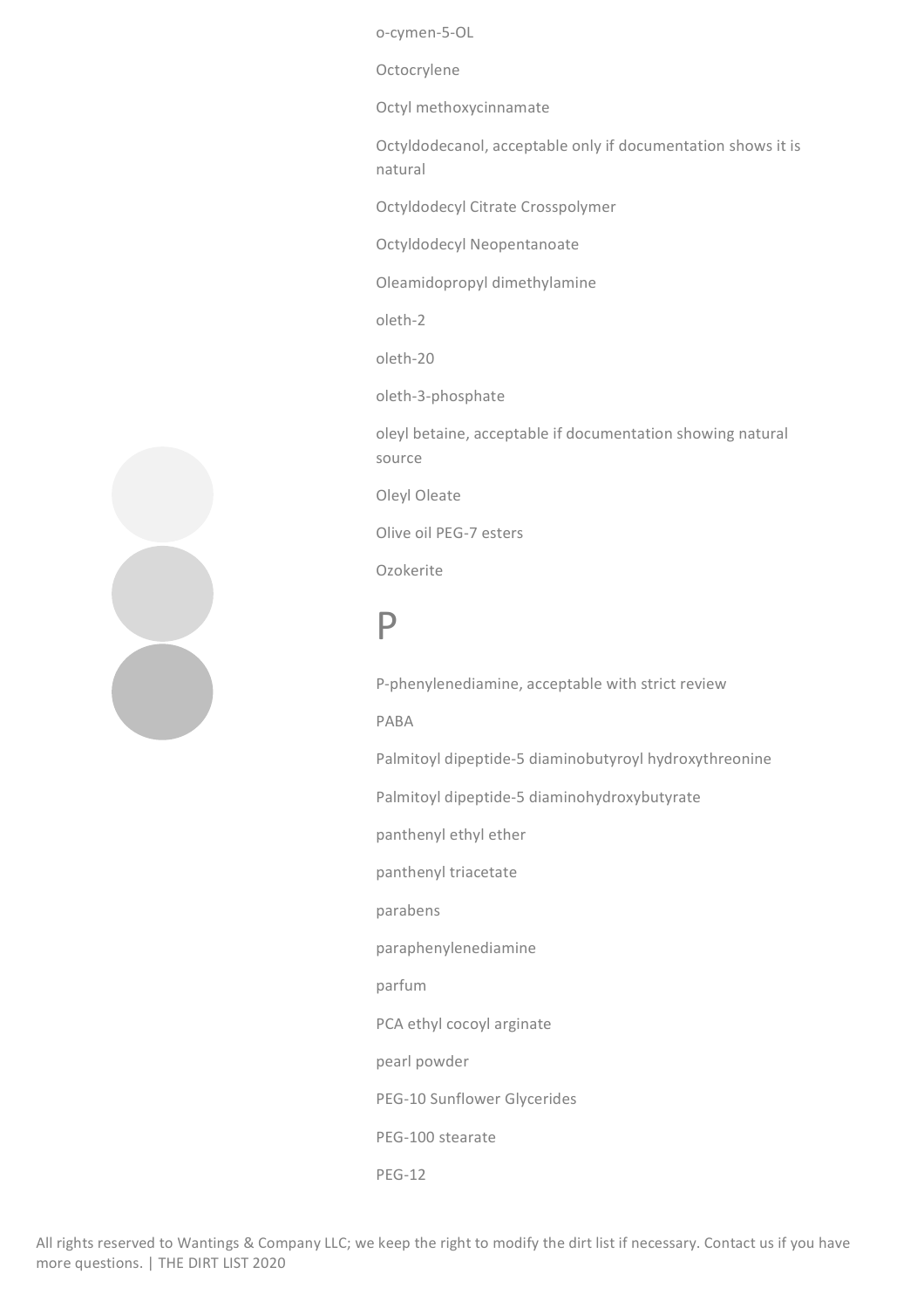o-cymen-5-OL

Octocrylene

Octyl methoxycinnamate

Octyldodecanol, acceptable only if documentation shows it is natural

Octyldodecyl Citrate Crosspolymer

Octyldodecyl Neopentanoate

Oleamidopropyl dimethylamine

oleth-2

oleth-20

oleth-3-phosphate

oleyl betaine, acceptable if documentation showing natural source

Oleyl Oleate

Olive oil PEG-7 esters

Ozokerite

# P

P-phenylenediamine, acceptable with strict review

PABA

Palmitoyl dipeptide-5 diaminobutyroyl hydroxythreonine

Palmitoyl dipeptide-5 diaminohydroxybutyrate

panthenyl ethyl ether

panthenyl triacetate

parabens

paraphenylenediamine

parfum

PCA ethyl cocoyl arginate

pearl powder

PEG-10 Sunflower Glycerides

PEG-100 stearate

PEG-12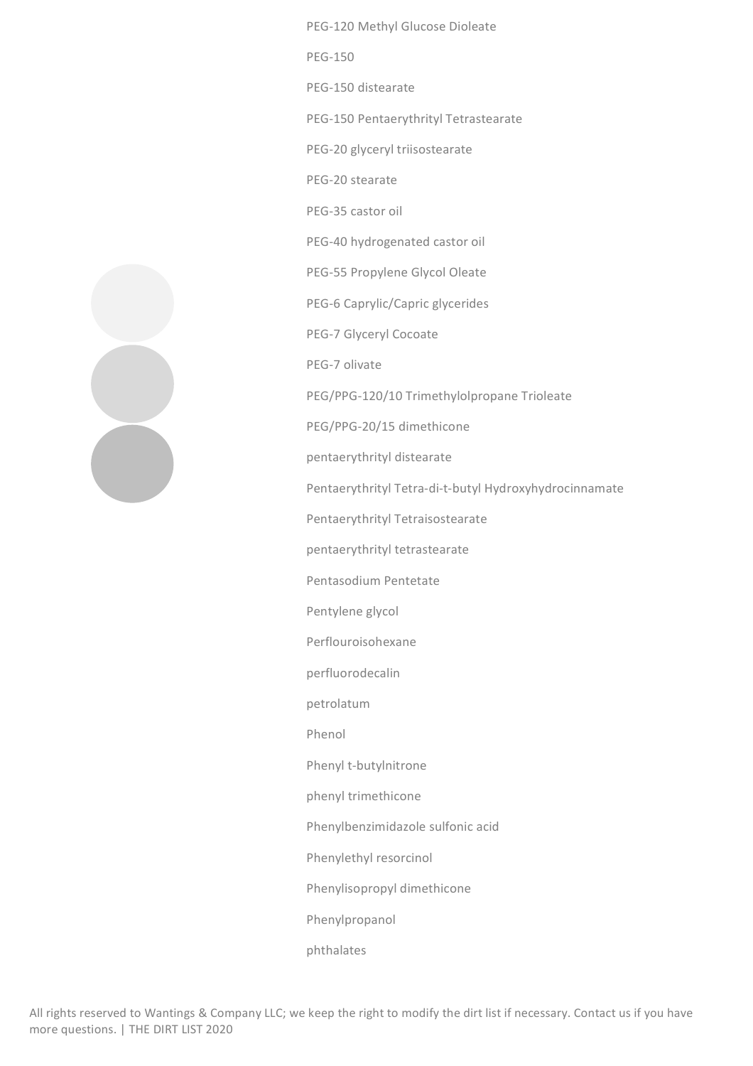PEG-120 Methyl Glucose Dioleate

PEG-150

PEG-150 distearate

PEG-150 Pentaerythrityl Tetrastearate

PEG-20 glyceryl triisostearate

PEG-20 stearate

PEG-35 castor oil

PEG-40 hydrogenated castor oil

PEG-55 Propylene Glycol Oleate

PEG-6 Caprylic/Capric glycerides

PEG-7 Glyceryl Cocoate

PEG-7 olivate

PEG/PPG-120/10 Trimethylolpropane Trioleate

PEG/PPG-20/15 dimethicone

pentaerythrityl distearate

Pentaerythrityl Tetra-di-t-butyl Hydroxyhydrocinnamate

Pentaerythrityl Tetraisostearate

pentaerythrityl tetrastearate

Pentasodium Pentetate

Pentylene glycol

Perflouroisohexane

perfluorodecalin

petrolatum

Phenol

Phenyl t-butylnitrone

phenyl trimethicone

Phenylbenzimidazole sulfonic acid

Phenylethyl resorcinol

Phenylisopropyl dimethicone

Phenylpropanol

phthalates

All rights reserved to Wantings & Company LLC; we keep the right to modify the dirt list if necessary. Contact us if you have more questions. | THE DIRT LIST 2020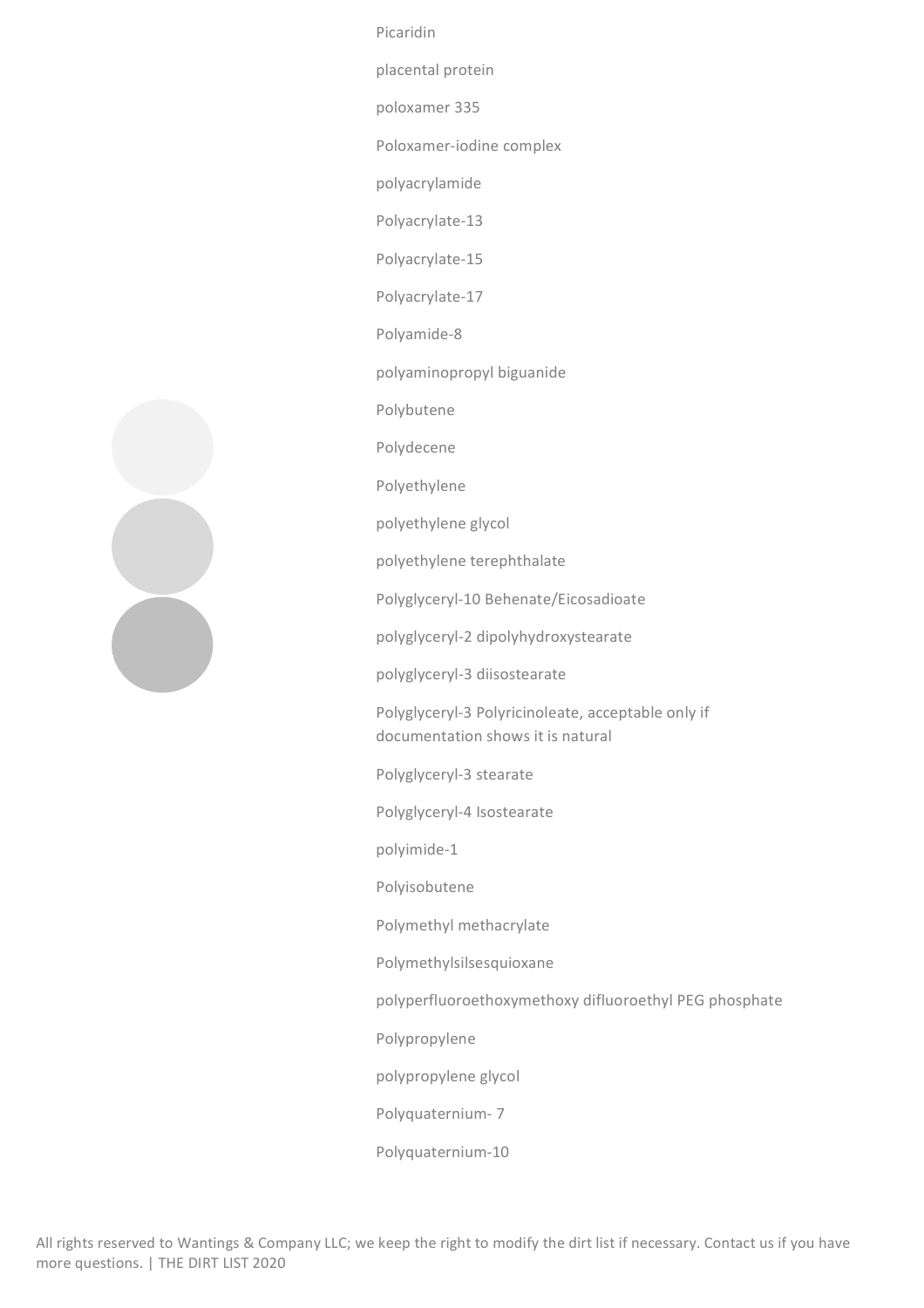Picaridin

placental protein

poloxamer 335

Poloxamer-iodine complex

polyacrylamide

Polyacrylate-13

Polyacrylate-15

Polyacrylate-17

Polyamide-8

polyaminopropyl biguanide

Polybutene

Polydecene

Polyethylene

polyethylene glycol

polyethylene terephthalate

Polyglyceryl-10 Behenate/Eicosadioate

polyglyceryl-2 dipolyhydroxystearate

polyglyceryl-3 diisostearate

Polyglyceryl-3 Polyricinoleate, acceptable only if documentation shows it is natural

Polyglyceryl-3 stearate

Polyglyceryl-4 Isostearate

polyimide-1

Polyisobutene

Polymethyl methacrylate

Polymethylsilsesquioxane

polyperfluoroethoxymethoxy difluoroethyl PEG phosphate

Polypropylene

polypropylene glycol

Polyquaternium- 7

Polyquaternium-10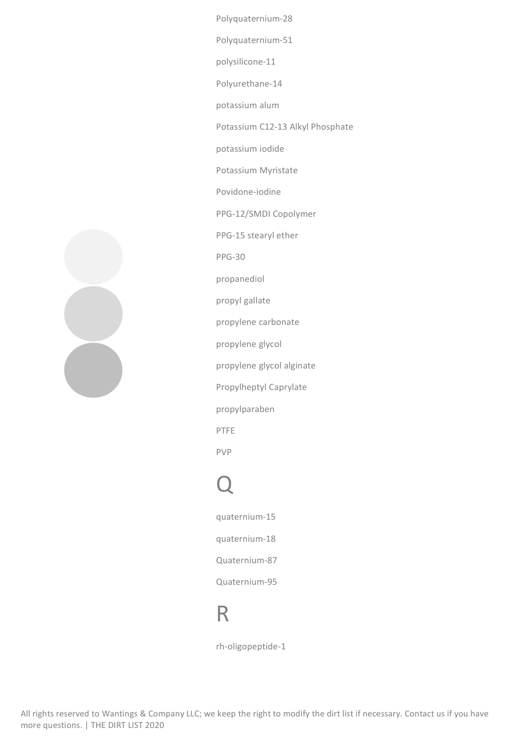Polyquaternium-28

Polyquaternium-51

polysilicone-11

Polyurethane-14

potassium alum

Potassium C12-13 Alkyl Phosphate

potassium iodide

Potassium Myristate

Povidone-iodine

PPG-12/SMDI Copolymer

PPG-15 stearyl ether

PPG-30

propanediol

propyl gallate

propylene carbonate

propylene glycol

propylene glycol alginate

Propylheptyl Caprylate

propylparaben

PTFE

PVP

# Q

quaternium-15

quaternium-18

Quaternium-87

Quaternium-95

# R

rh-oligopeptide-1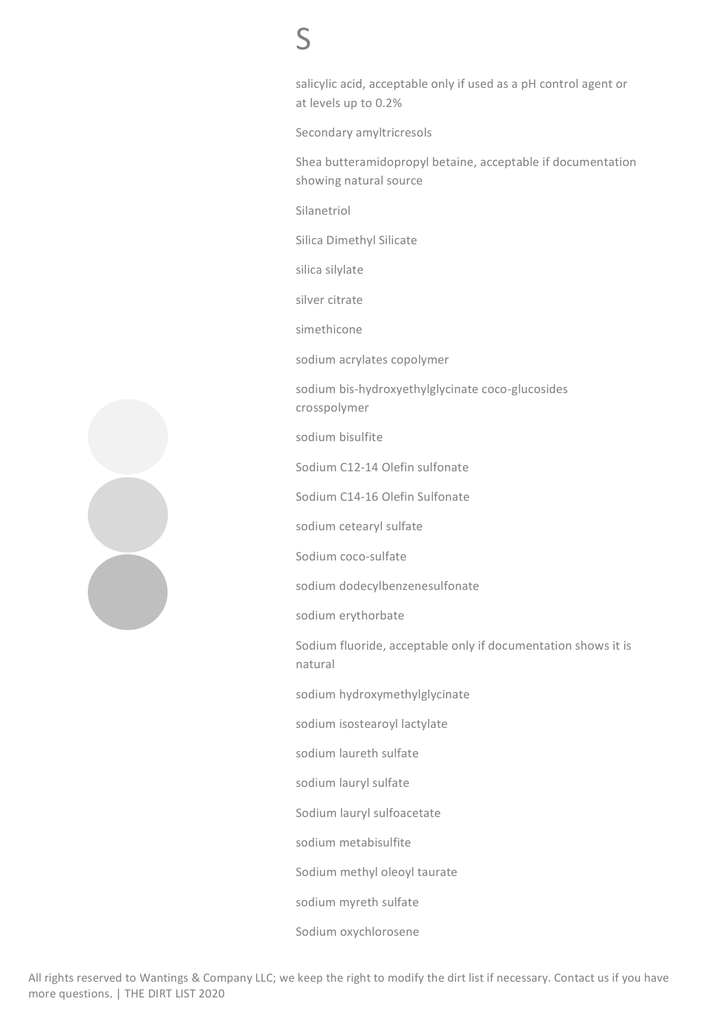# S

salicylic acid, acceptable only if used as a pH control agent or at levels up to 0.2%

Secondary amyltricresols

Shea butteramidopropyl betaine, acceptable if documentation showing natural source

Silanetriol

Silica Dimethyl Silicate

silica silylate

silver citrate

simethicone

sodium acrylates copolymer

sodium bis-hydroxyethylglycinate coco-glucosides crosspolymer

sodium bisulfite

Sodium C12-14 Olefin sulfonate

Sodium C14-16 Olefin Sulfonate

sodium cetearyl sulfate

Sodium coco-sulfate

sodium dodecylbenzenesulfonate

sodium erythorbate

Sodium fluoride, acceptable only if documentation shows it is natural

sodium hydroxymethylglycinate

sodium isostearoyl lactylate

sodium laureth sulfate

sodium lauryl sulfate

Sodium lauryl sulfoacetate

sodium metabisulfite

Sodium methyl oleoyl taurate

sodium myreth sulfate

Sodium oxychlorosene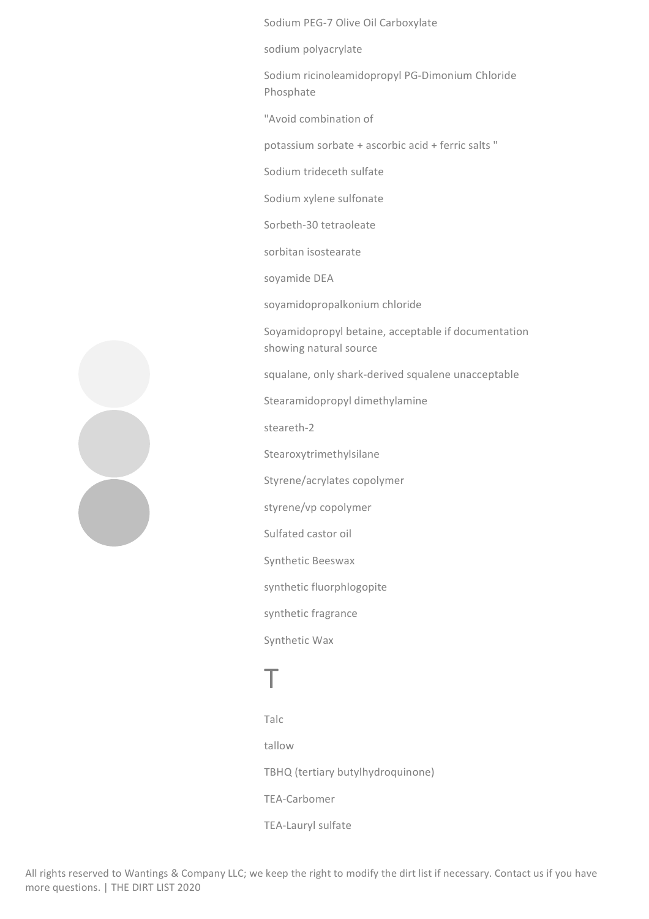Sodium PEG-7 Olive Oil Carboxylate

sodium polyacrylate

Sodium ricinoleamidopropyl PG-Dimonium Chloride Phosphate

"Avoid combination of

potassium sorbate + ascorbic acid + ferric salts "

Sodium trideceth sulfate

Sodium xylene sulfonate

Sorbeth-30 tetraoleate

sorbitan isostearate

soyamide DEA

soyamidopropalkonium chloride

Soyamidopropyl betaine, acceptable if documentation showing natural source

squalane, only shark-derived squalene unacceptable

Stearamidopropyl dimethylamine

steareth-2

Stearoxytrimethylsilane

Styrene/acrylates copolymer

styrene/vp copolymer

Sulfated castor oil

Synthetic Beeswax

synthetic fluorphlogopite

synthetic fragrance

Synthetic Wax

# T

Talc

tallow

TBHQ (tertiary butylhydroquinone)

TEA-Carbomer

TEA-Lauryl sulfate

All rights reserved to Wantings & Company LLC; we keep the right to modify the dirt list if necessary. Contact us if you have more questions. | THE DIRT LIST 2020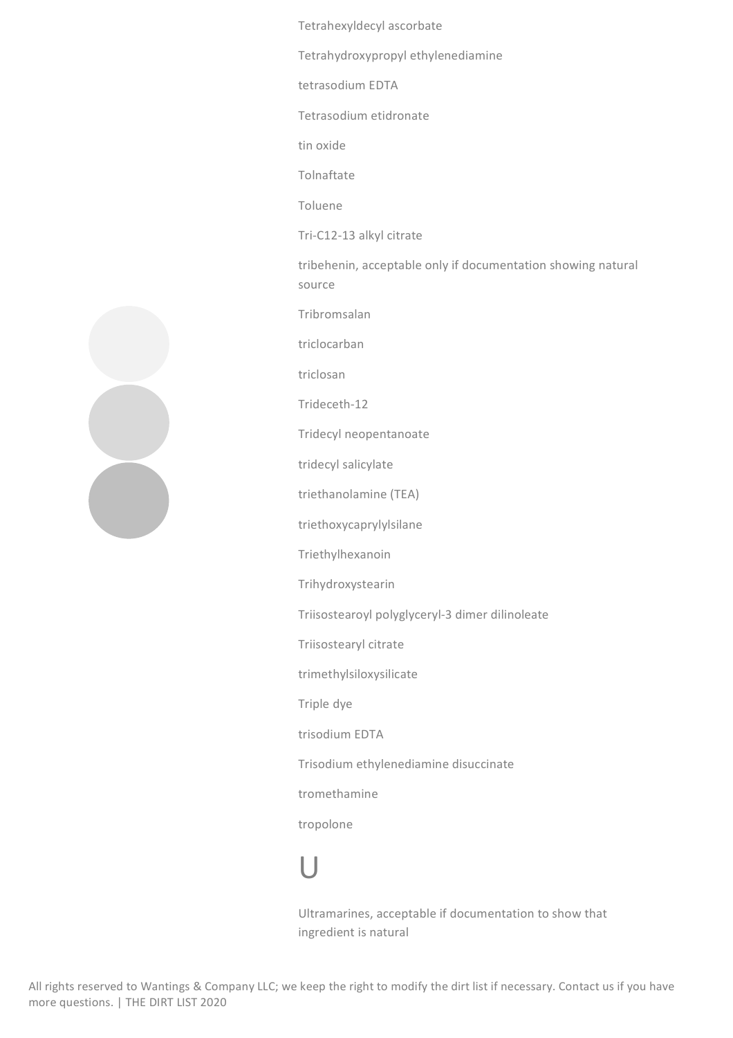Tetrahexyldecyl ascorbate

Tetrahydroxypropyl ethylenediamine

tetrasodium EDTA

Tetrasodium etidronate

tin oxide

Tolnaftate

Toluene

Tri-C12-13 alkyl citrate

tribehenin, acceptable only if documentation showing natural source

Tribromsalan

triclocarban

triclosan

Trideceth-12

Tridecyl neopentanoate

tridecyl salicylate

triethanolamine (TEA)

triethoxycaprylylsilane

Triethylhexanoin

Trihydroxystearin

Triisostearoyl polyglyceryl-3 dimer dilinoleate

Triisostearyl citrate

trimethylsiloxysilicate

Triple dye

trisodium EDTA

Trisodium ethylenediamine disuccinate

tromethamine

tropolone

# U

Ultramarines, acceptable if documentation to show that ingredient is natural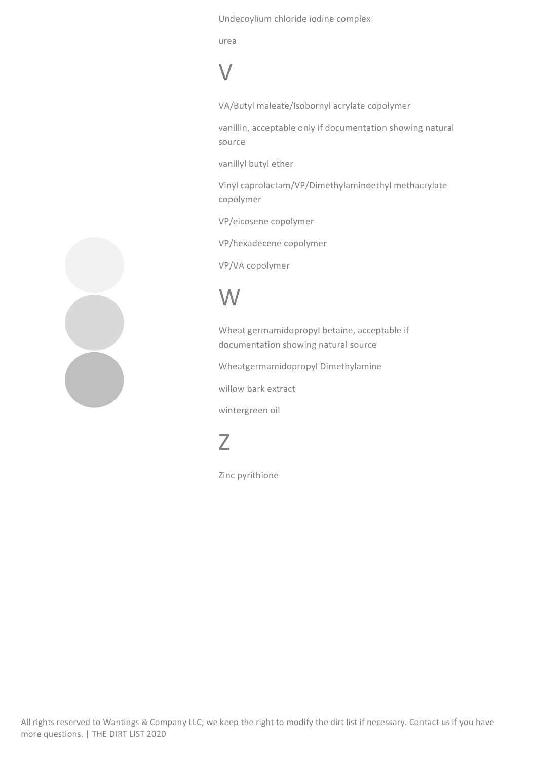Undecoylium chloride iodine complex

urea

# V

VA/Butyl maleate/Isobornyl acrylate copolymer

vanillin, acceptable only if documentation showing natural source

vanillyl butyl ether

Vinyl caprolactam/VP/Dimethylaminoethyl methacrylate copolymer

VP/eicosene copolymer

VP/hexadecene copolymer

VP/VA copolymer

# W

Wheat germamidopropyl betaine, acceptable if documentation showing natural source

Wheatgermamidopropyl Dimethylamine

willow bark extract

wintergreen oil

# Z

Zinc pyrithione